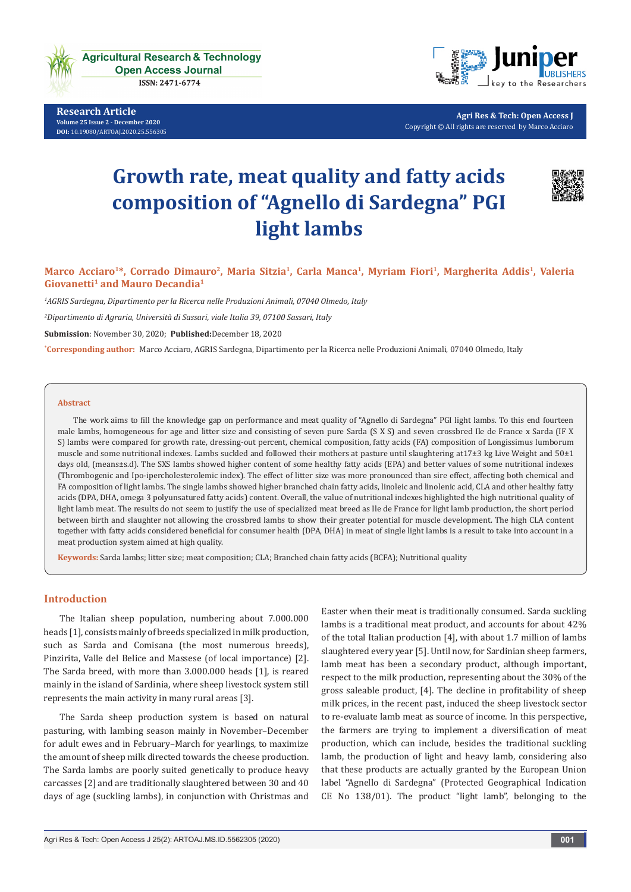# Growth rate, meat quality and fatty acids composition of "Agnello di Sardegna" PGI light lambs

**Marco Acciaro[1]\*, Corrado Dimauro[2], Maria Sitzia[1], Carla Manca[1], Myriam Fiori[1], Margherita Addis[1], Valeria Giovanetti[1] and Mauro Decandia[1]**

[1]*AGRIS Sardegna, Dipartimento per la Ricerca nelle Produzioni Animali, 07040 Olmedo, Italy*

[2]*Dipartimento di Agraria, Università di Sassari, viale Italia 39, 07100 Sassari, Italy*

**Submission**: November 30, 2020; **Published:** December 18, 2020

**\*Corresponding author:** Marco Acciaro, AGRIS Sardegna, Dipartimento per la Ricerca nelle Produzioni Animali, 07040 Olmedo, Italy

## Abstract

The work aims to fill the knowledge gap on performance and meat quality of "Agnello di Sardegna" PGI light lambs. To this end fourteen male lambs, homogeneous for age and litter size and consisting of seven pure Sarda (S X S) and seven crossbred Ile de France x Sarda (IF X S) lambs were compared for growth rate, dressing-out percent, chemical composition, fatty acids (FA) composition of Longissimus lumborum muscle and some nutritional indexes. Lambs suckled and followed their mothers at pasture until slaughtering at17±3 kg Live Weight and 50±1 days old, (means±s.d). The SXS lambs showed higher content of some healthy fatty acids (EPA) and better values of some nutritional indexes (Thrombogenic and Ipo-ipercholesterolemic index). The effect of litter size was more pronounced than sire effect, affecting both chemical and FA composition of light lambs. The single lambs showed higher branched chain fatty acids, linoleic and linolenic acid, CLA and other healthy fatty acids (DPA, DHA, omega 3 polyunsatured fatty acids) content. Overall, the value of nutritional indexes highlighted the high nutritional quality of light lamb meat. The results do not seem to justify the use of specialized meat breed as Ile de France for light lamb production, the short period between birth and slaughter not allowing the crossbred lambs to show their greater potential for muscle development. The high CLA content together with fatty acids considered beneficial for consumer health (DPA, DHA) in meat of single light lambs is a result to take into account in a meat production system aimed at high quality.

**Keywords:** Sarda lambs; litter size; meat composition; CLA; Branched chain fatty acids (BCFA); Nutritional quality

## Introduction

The Italian sheep population, numbering about 7.000.000 heads [1], consists mainly of breeds specialized in milk production, such as Sarda and Comisana (the most numerous breeds), Pinzirita, Valle del Belice and Massese (of local importance) [2]. The Sarda breed, with more than 3.000.000 heads [1], is reared mainly in the island of Sardinia, where sheep livestock system still represents the main activity in many rural areas [3].

The Sarda sheep production system is based on natural pasturing, with lambing season mainly in November–December for adult ewes and in February–March for yearlings, to maximize the amount of sheep milk directed towards the cheese production. The Sarda lambs are poorly suited genetically to produce heavy carcasses [2] and are traditionally slaughtered between 30 and 40 days of age (suckling lambs), in conjunction with Christmas and Easter when their meat is traditionally consumed. Sarda suckling lambs is a traditional meat product, and accounts for about 42% of the total Italian production [4], with about 1.7 million of lambs slaughtered every year [5]. Until now, for Sardinian sheep farmers, lamb meat has been a secondary product, although important, respect to the milk production, representing about the 30% of the gross saleable product, [4]. The decline in profitability of sheep milk prices, in the recent past, induced the sheep livestock sector to re-evaluate lamb meat as source of income. In this perspective, the farmers are trying to implement a diversification of meat production, which can include, besides the traditional suckling lamb, the production of light and heavy lamb, considering also that these products are actually granted by the European Union label "Agnello di Sardegna" (Protected Geographical Indication CE No 138/01). The product "light lamb", belonging to the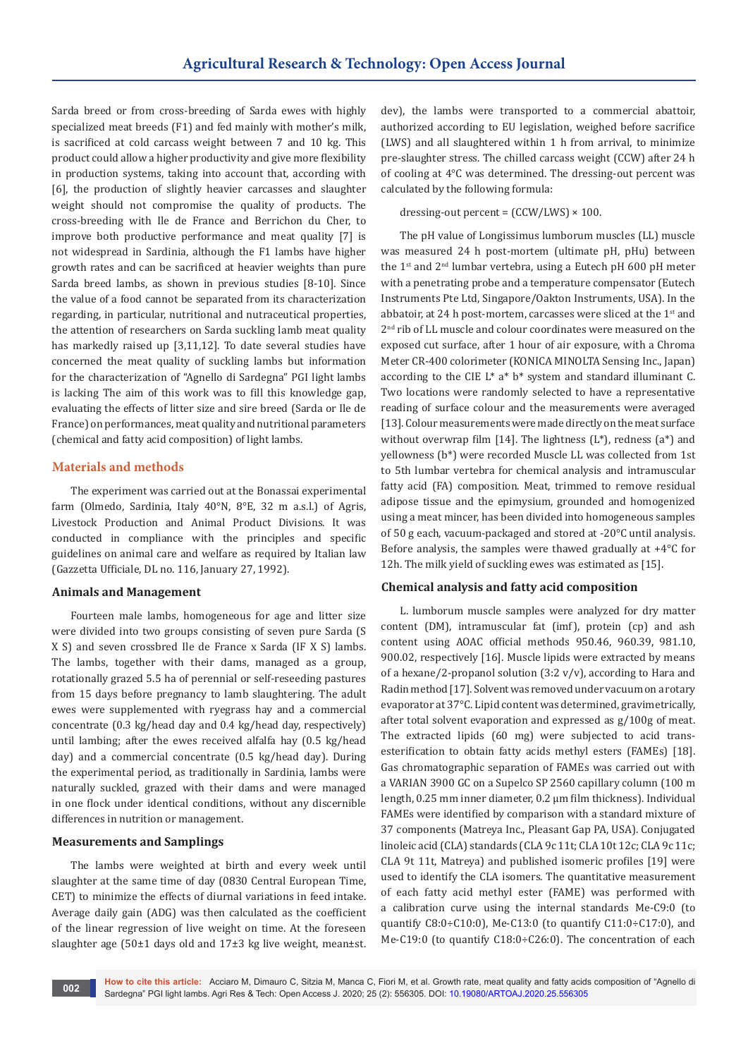Sarda breed or from cross-breeding of Sarda ewes with highly specialized meat breeds (F1) and fed mainly with mother's milk, is sacrificed at cold carcass weight between 7 and 10 kg. This product could allow a higher productivity and give more flexibility in production systems, taking into account that, according with [6], the production of slightly heavier carcasses and slaughter weight should not compromise the quality of products. The cross-breeding with Ile de France and Berrichon du Cher, to improve both productive performance and meat quality [7] is not widespread in Sardinia, although the F1 lambs have higher growth rates and can be sacrificed at heavier weights than pure Sarda breed lambs, as shown in previous studies [8-10]. Since the value of a food cannot be separated from its characterization regarding, in particular, nutritional and nutraceutical properties, the attention of researchers on Sarda suckling lamb meat quality has markedly raised up [3,11,12]. To date several studies have concerned the meat quality of suckling lambs but information for the characterization of "Agnello di Sardegna" PGI light lambs is lacking The aim of this work was to fill this knowledge gap, evaluating the effects of litter size and sire breed (Sarda or Ile de France) on performances, meat quality and nutritional parameters (chemical and fatty acid composition) of light lambs.

## Materials and methods

The experiment was carried out at the Bonassai experimental farm (Olmedo, Sardinia, Italy 40°N, 8°E, 32 m a.s.l.) of Agris, Livestock Production and Animal Product Divisions. It was conducted in compliance with the principles and specific guidelines on animal care and welfare as required by Italian law (Gazzetta Ufficiale, DL no. 116, January 27, 1992).

### Animals and Management

Fourteen male lambs, homogeneous for age and litter size were divided into two groups consisting of seven pure Sarda (S X S) and seven crossbred Ile de France x Sarda (IF X S) lambs. The lambs, together with their dams, managed as a group, rotationally grazed 5.5 ha of perennial or self-reseeding pastures from 15 days before pregnancy to lamb slaughtering. The adult ewes were supplemented with ryegrass hay and a commercial concentrate (0.3 kg/head day and 0.4 kg/head day, respectively) until lambing; after the ewes received alfalfa hay (0.5 kg/head day) and a commercial concentrate (0.5 kg/head day). During the experimental period, as traditionally in Sardinia, lambs were naturally suckled, grazed with their dams and were managed in one flock under identical conditions, without any discernible differences in nutrition or management.

### Measurements and Samplings

The lambs were weighted at birth and every week until slaughter at the same time of day (0830 Central European Time, CET) to minimize the effects of diurnal variations in feed intake. Average daily gain (ADG) was then calculated as the coefficient of the linear regression of live weight on time. At the foreseen slaughter age (50±1 days old and 17±3 kg live weight, mean±st. dev), the lambs were transported to a commercial abattoir, authorized according to EU legislation, weighed before sacrifice (LWS) and all slaughtered within 1 h from arrival, to minimize pre-slaughter stress. The chilled carcass weight (CCW) after 24 h of cooling at 4°C was determined. The dressing-out percent was calculated by the following formula:

$$\text{dressing-out percent} = (CCW/LWS) \times 100.$$

The pH value of Longissimus lumborum muscles (LL) muscle was measured 24 h post-mortem (ultimate pH, pHu) between the 1[st] and 2[nd] lumbar vertebra, using a Eutech pH 600 pH meter with a penetrating probe and a temperature compensator (Eutech Instruments Pte Ltd, Singapore/Oakton Instruments, USA). In the abbatoir, at 24 h post-mortem, carcasses were sliced at the 1[st] and 2[nd] rib of LL muscle and colour coordinates were measured on the exposed cut surface, after 1 hour of air exposure, with a Chroma Meter CR-400 colorimeter (KONICA MINOLTA Sensing Inc., Japan) according to the CIE L* a* b* system and standard illuminant C. Two locations were randomly selected to have a representative reading of surface colour and the measurements were averaged [13]. Colour measurements were made directly on the meat surface without overwrap film [14]. The lightness (L*), redness (a*) and yellowness (b*) were recorded Muscle LL was collected from 1st to 5th lumbar vertebra for chemical analysis and intramuscular fatty acid (FA) composition. Meat, trimmed to remove residual adipose tissue and the epimysium, grounded and homogenized using a meat mincer, has been divided into homogeneous samples of 50 g each, vacuum-packaged and stored at -20°C until analysis. Before analysis, the samples were thawed gradually at +4°C for 12h. The milk yield of suckling ewes was estimated as [15].

### Chemical analysis and fatty acid composition

L. lumborum muscle samples were analyzed for dry matter content (DM), intramuscular fat (imf), protein (cp) and ash content using AOAC official methods 950.46, 960.39, 981.10, 900.02, respectively [16]. Muscle lipids were extracted by means of a hexane/2-propanol solution (3:2 v/v), according to Hara and Radin method [17]. Solvent was removed under vacuum on a rotary evaporator at 37°C. Lipid content was determined, gravimetrically, after total solvent evaporation and expressed as g/100g of meat. The extracted lipids (60 mg) were subjected to acid trans-esterification to obtain fatty acids methyl esters (FAMEs) [18]. Gas chromatographic separation of FAMEs was carried out with a VARIAN 3900 GC on a Supelco SP 2560 capillary column (100 m length, 0.25 mm inner diameter, 0.2 µm film thickness). Individual FAMEs were identified by comparison with a standard mixture of 37 components (Matreya Inc., Pleasant Gap PA, USA). Conjugated linoleic acid (CLA) standards (CLA 9c 11t; CLA 10t 12c; CLA 9c 11c; CLA 9t 11t, Matreya) and published isomeric profiles [19] were used to identify the CLA isomers. The quantitative measurement of each fatty acid methyl ester (FAME) was performed with a calibration curve using the internal standards Me-C9:0 (to quantify C8:0÷C10:0), Me-C13:0 (to quantify C11:0÷C17:0), and Me-C19:0 (to quantify C18:0÷C26:0). The concentration of each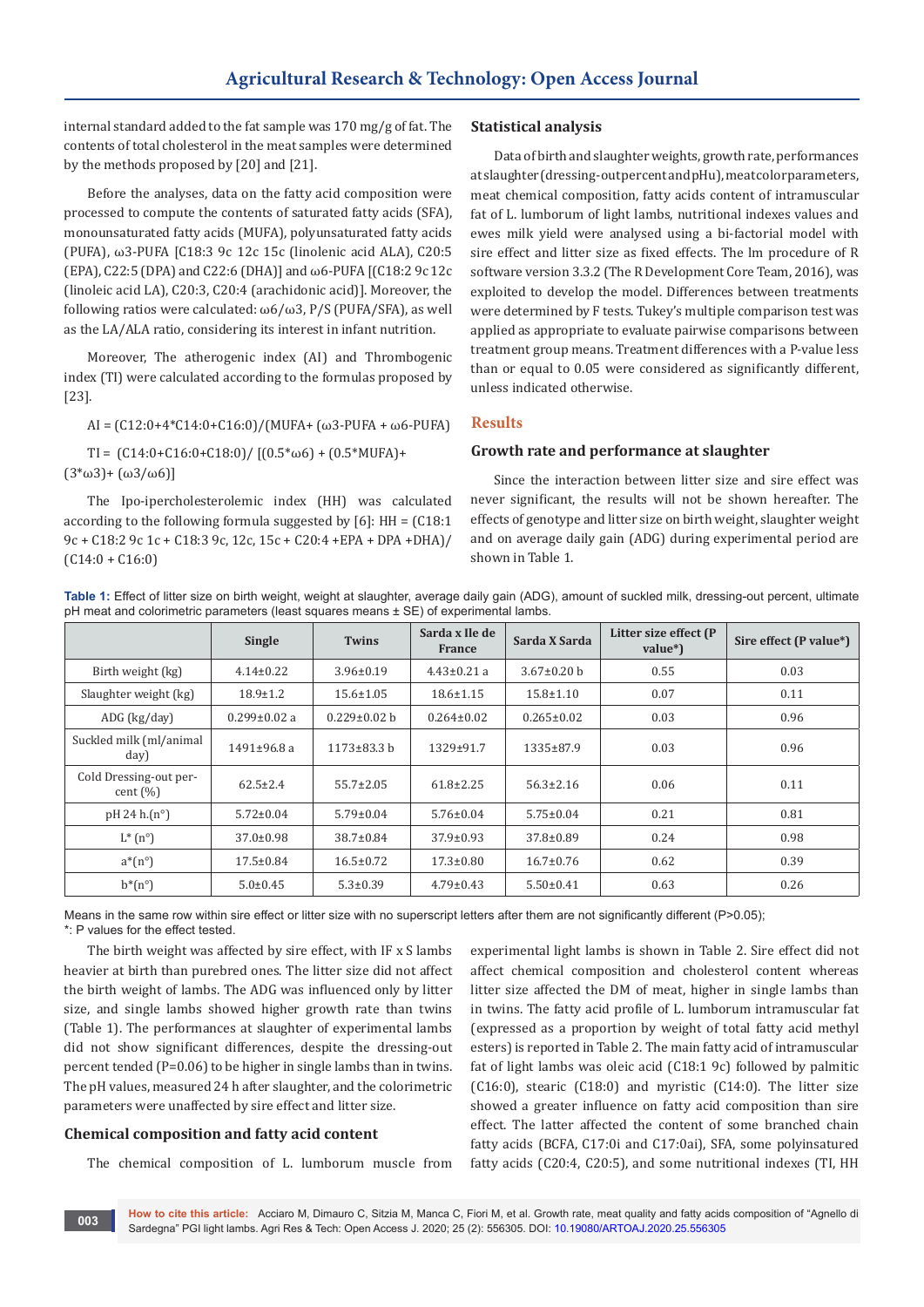internal standard added to the fat sample was 170 mg/g of fat. The contents of total cholesterol in the meat samples were determined by the methods proposed by [20] and [21].

Before the analyses, data on the fatty acid composition were processed to compute the contents of saturated fatty acids (SFA), monounsaturated fatty acids (MUFA), polyunsaturated fatty acids (PUFA), ω3-PUFA [C18:3 9c 12c 15c (linolenic acid ALA), C20:5 (EPA), C22:5 (DPA) and C22:6 (DHA)] and ω6-PUFA [(C18:2 9c 12c (linoleic acid LA), C20:3, C20:4 (arachidonic acid)]. Moreover, the following ratios were calculated: ω6/ω3, P/S (PUFA/SFA), as well as the LA/ALA ratio, considering its interest in infant nutrition.

Moreover, The atherogenic index (AI) and Thrombogenic index (TI) were calculated according to the formulas proposed by [23].

$$AI = (C12{:}0 + 4{*}C14{:}0 + C16{:}0)/(MUFA + (\omega3\text{-}PUFA + \omega6\text{-}PUFA)$$

$$TI = (C14{:}0 + C16{:}0 + C18{:}0)/[(0.5{*}\omega6) + (0.5{*}MUFA) + (3{*}\omega3) + (\omega3/\omega6)]$$

The Ipo-ipercholesterolemic index (HH) was calculated according to the following formula suggested by [6]: HH = (C18:1 9c + C18:2 9c 1c + C18:3 9c, 12c, 15c + C20:4 +EPA + DPA +DHA)/(C14:0 + C16:0)

## Statistical analysis

Data of birth and slaughter weights, growth rate, performances at slaughter (dressing-out percent and pHu), meat color parameters, meat chemical composition, fatty acids content of intramuscular fat of L. lumborum of light lambs, nutritional indexes values and ewes milk yield were analysed using a bi-factorial model with sire effect and litter size as fixed effects. The lm procedure of R software version 3.3.2 (The R Development Core Team, 2016), was exploited to develop the model. Differences between treatments were determined by F tests. Tukey's multiple comparison test was applied as appropriate to evaluate pairwise comparisons between treatment group means. Treatment differences with a P-value less than or equal to 0.05 were considered as significantly different, unless indicated otherwise.

## Results

### Growth rate and performance at slaughter

Since the interaction between litter size and sire effect was never significant, the results will not be shown hereafter. The effects of genotype and litter size on birth weight, slaughter weight and on average daily gain (ADG) during experimental period are shown in Table 1.

**Table 1:** Effect of litter size on birth weight, weight at slaughter, average daily gain (ADG), amount of suckled milk, dressing-out percent, ultimate pH meat and colorimetric parameters (least squares means ± SE) of experimental lambs.

| | Single | Twins | Sarda x Ile de France | Sarda X Sarda | Litter size effect (P value*) | Sire effect (P value*) |
|---|---|---|---|---|---|---|
| Birth weight (kg) | 4.14±0.22 | 3.96±0.19 | 4.43±0.21 a | 3.67±0.20 b | 0.55 | 0.03 |
| Slaughter weight (kg) | 18.9±1.2 | 15.6±1.05 | 18.6±1.15 | 15.8±1.10 | 0.07 | 0.11 |
| ADG (kg/day) | 0.299±0.02 a | 0.229±0.02 b | 0.264±0.02 | 0.265±0.02 | 0.03 | 0.96 |
| Suckled milk (ml/animal day) | 1491±96.8 a | 1173±83.3 b | 1329±91.7 | 1335±87.9 | 0.03 | 0.96 |
| Cold Dressing-out percent (%) | 62.5±2.4 | 55.7±2.05 | 61.8±2.25 | 56.3±2.16 | 0.06 | 0.11 |
| pH 24 h.(n°) | 5.72±0.04 | 5.79±0.04 | 5.76±0.04 | 5.75±0.04 | 0.21 | 0.81 |
| L* (n°) | 37.0±0.98 | 38.7±0.84 | 37.9±0.93 | 37.8±0.89 | 0.24 | 0.98 |
| a*(n°) | 17.5±0.84 | 16.5±0.72 | 17.3±0.80 | 16.7±0.76 | 0.62 | 0.39 |
| b*(n°) | 5.0±0.45 | 5.3±0.39 | 4.79±0.43 | 5.50±0.41 | 0.63 | 0.26 |

Means in the same row within sire effect or litter size with no superscript letters after them are not significantly different (P>0.05);
*: P values for the effect tested.

The birth weight was affected by sire effect, with IF x S lambs heavier at birth than purebred ones. The litter size did not affect the birth weight of lambs. The ADG was influenced only by litter size, and single lambs showed higher growth rate than twins (Table 1). The performances at slaughter of experimental lambs did not show significant differences, despite the dressing-out percent tended (P=0.06) to be higher in single lambs than in twins. The pH values, measured 24 h after slaughter, and the colorimetric parameters were unaffected by sire effect and litter size.

### Chemical composition and fatty acid content

The chemical composition of L. lumborum muscle from experimental light lambs is shown in Table 2. Sire effect did not affect chemical composition and cholesterol content whereas litter size affected the DM of meat, higher in single lambs than in twins. The fatty acid profile of L. lumborum intramuscular fat (expressed as a proportion by weight of total fatty acid methyl esters) is reported in Table 2. The main fatty acid of intramuscular fat of light lambs was oleic acid (C18:1 9c) followed by palmitic (C16:0), stearic (C18:0) and myristic (C14:0). The litter size showed a greater influence on fatty acid composition than sire effect. The latter affected the content of some branched chain fatty acids (BCFA, C17:0i and C17:0ai), SFA, some polyinsatured fatty acids (C20:4, C20:5), and some nutritional indexes (TI, HH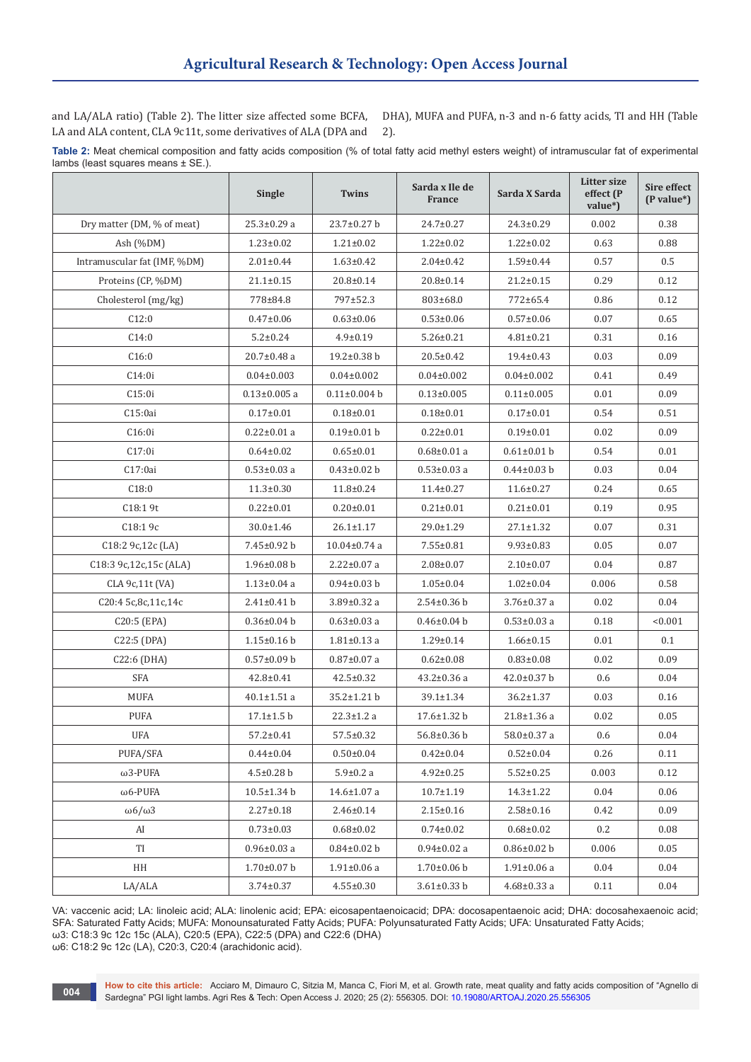and LA/ALA ratio) (Table 2). The litter size affected some BCFA, LA and ALA content, CLA 9c11t, some derivatives of ALA (DPA and DHA), MUFA and PUFA, n-3 and n-6 fatty acids, TI and HH (Table 2).

**Table 2:** Meat chemical composition and fatty acids composition (% of total fatty acid methyl esters weight) of intramuscular fat of experimental lambs (least squares means ± SE.).

| | Single | Twins | Sarda x Ile de France | Sarda X Sarda | Litter size effect (P value*) | Sire effect (P value*) |
|---|---|---|---|---|---|---|
| Dry matter (DM, % of meat) | 25.3±0.29 a | 23.7±0.27 b | 24.7±0.27 | 24.3±0.29 | 0.002 | 0.38 |
| Ash (%DM) | 1.23±0.02 | 1.21±0.02 | 1.22±0.02 | 1.22±0.02 | 0.63 | 0.88 |
| Intramuscular fat (IMF, %DM) | 2.01±0.44 | 1.63±0.42 | 2.04±0.42 | 1.59±0.44 | 0.57 | 0.5 |
| Proteins (CP, %DM) | 21.1±0.15 | 20.8±0.14 | 20.8±0.14 | 21.2±0.15 | 0.29 | 0.12 |
| Cholesterol (mg/kg) | 778±84.8 | 797±52.3 | 803±68.0 | 772±65.4 | 0.86 | 0.12 |
| C12:0 | 0.47±0.06 | 0.63±0.06 | 0.53±0.06 | 0.57±0.06 | 0.07 | 0.65 |
| C14:0 | 5.2±0.24 | 4.9±0.19 | 5.26±0.21 | 4.81±0.21 | 0.31 | 0.16 |
| C16:0 | 20.7±0.48 a | 19.2±0.38 b | 20.5±0.42 | 19.4±0.43 | 0.03 | 0.09 |
| C14:0i | 0.04±0.003 | 0.04±0.002 | 0.04±0.002 | 0.04±0.002 | 0.41 | 0.49 |
| C15:0i | 0.13±0.005 a | 0.11±0.004 b | 0.13±0.005 | 0.11±0.005 | 0.01 | 0.09 |
| C15:0ai | 0.17±0.01 | 0.18±0.01 | 0.18±0.01 | 0.17±0.01 | 0.54 | 0.51 |
| C16:0i | 0.22±0.01 a | 0.19±0.01 b | 0.22±0.01 | 0.19±0.01 | 0.02 | 0.09 |
| C17:0i | 0.64±0.02 | 0.65±0.01 | 0.68±0.01 a | 0.61±0.01 b | 0.54 | 0.01 |
| C17:0ai | 0.53±0.03 a | 0.43±0.02 b | 0.53±0.03 a | 0.44±0.03 b | 0.03 | 0.04 |
| C18:0 | 11.3±0.30 | 11.8±0.24 | 11.4±0.27 | 11.6±0.27 | 0.24 | 0.65 |
| C18:1 9t | 0.22±0.01 | 0.20±0.01 | 0.21±0.01 | 0.21±0.01 | 0.19 | 0.95 |
| C18:1 9c | 30.0±1.46 | 26.1±1.17 | 29.0±1.29 | 27.1±1.32 | 0.07 | 0.31 |
| C18:2 9c,12c (LA) | 7.45±0.92 b | 10.04±0.74 a | 7.55±0.81 | 9.93±0.83 | 0.05 | 0.07 |
| C18:3 9c,12c,15c (ALA) | 1.96±0.08 b | 2.22±0.07 a | 2.08±0.07 | 2.10±0.07 | 0.04 | 0.87 |
| CLA 9c,11t (VA) | 1.13±0.04 a | 0.94±0.03 b | 1.05±0.04 | 1.02±0.04 | 0.006 | 0.58 |
| C20:4 5c,8c,11c,14c | 2.41±0.41 b | 3.89±0.32 a | 2.54±0.36 b | 3.76±0.37 a | 0.02 | 0.04 |
| C20:5 (EPA) | 0.36±0.04 b | 0.63±0.03 a | 0.46±0.04 b | 0.53±0.03 a | 0.18 | <0.001 |
| C22:5 (DPA) | 1.15±0.16 b | 1.81±0.13 a | 1.29±0.14 | 1.66±0.15 | 0.01 | 0.1 |
| C22:6 (DHA) | 0.57±0.09 b | 0.87±0.07 a | 0.62±0.08 | 0.83±0.08 | 0.02 | 0.09 |
| SFA | 42.8±0.41 | 42.5±0.32 | 43.2±0.36 a | 42.0±0.37 b | 0.6 | 0.04 |
| MUFA | 40.1±1.51 a | 35.2±1.21 b | 39.1±1.34 | 36.2±1.37 | 0.03 | 0.16 |
| PUFA | 17.1±1.5 b | 22.3±1.2 a | 17.6±1.32 b | 21.8±1.36 a | 0.02 | 0.05 |
| UFA | 57.2±0.41 | 57.5±0.32 | 56.8±0.36 b | 58.0±0.37 a | 0.6 | 0.04 |
| PUFA/SFA | 0.44±0.04 | 0.50±0.04 | 0.42±0.04 | 0.52±0.04 | 0.26 | 0.11 |
| ω3-PUFA | 4.5±0.28 b | 5.9±0.2 a | 4.92±0.25 | 5.52±0.25 | 0.003 | 0.12 |
| ω6-PUFA | 10.5±1.34 b | 14.6±1.07 a | 10.7±1.19 | 14.3±1.22 | 0.04 | 0.06 |
| ω6/ω3 | 2.27±0.18 | 2.46±0.14 | 2.15±0.16 | 2.58±0.16 | 0.42 | 0.09 |
| AI | 0.73±0.03 | 0.68±0.02 | 0.74±0.02 | 0.68±0.02 | 0.2 | 0.08 |
| TI | 0.96±0.03 a | 0.84±0.02 b | 0.94±0.02 a | 0.86±0.02 b | 0.006 | 0.05 |
| HH | 1.70±0.07 b | 1.91±0.06 a | 1.70±0.06 b | 1.91±0.06 a | 0.04 | 0.04 |
| LA/ALA | 3.74±0.37 | 4.55±0.30 | 3.61±0.33 b | 4.68±0.33 a | 0.11 | 0.04 |

VA: vaccenic acid; LA: linoleic acid; ALA: linolenic acid; EPA: eicosapentaenoicacid; DPA: docosapentaenoic acid; DHA: docosahexaenoic acid; SFA: Saturated Fatty Acids; MUFA: Monounsaturated Fatty Acids; PUFA: Polyunsaturated Fatty Acids; UFA: Unsaturated Fatty Acids;
ω3: C18:3 9c 12c 15c (ALA), C20:5 (EPA), C22:5 (DPA) and C22:6 (DHA)
ω6: C18:2 9c 12c (LA), C20:3, C20:4 (arachidonic acid).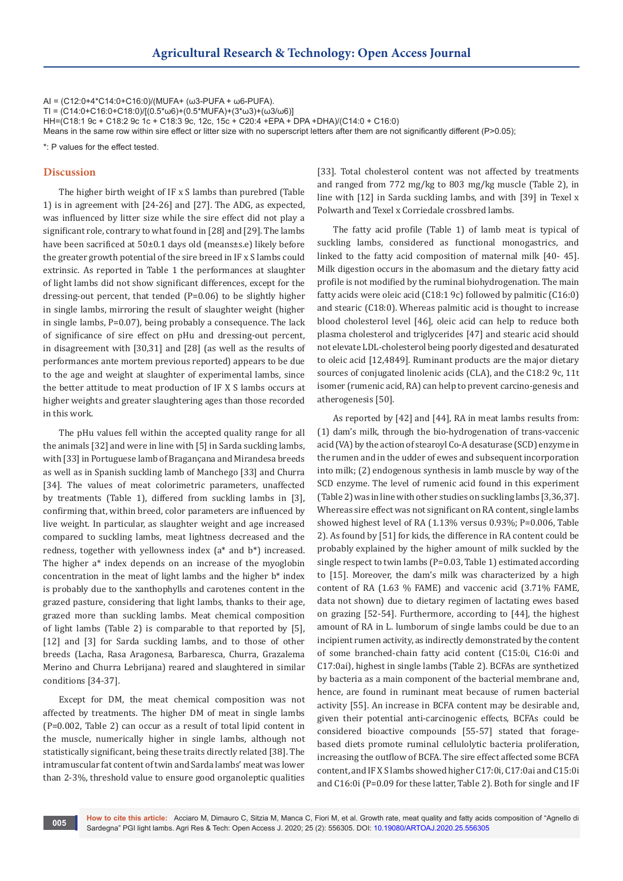AI = (C12:0+4*C14:0+C16:0)/(MUFA+ (ω3-PUFA + ω6-PUFA).
TI = (C14:0+C16:0+C18:0)/[(0.5*ω6)+(0.5*MUFA)+(3*ω3)+(ω3/ω6)]
HH=(C18:1 9c + C18:2 9c 1c + C18:3 9c, 12c, 15c + C20:4 +EPA + DPA +DHA)/(C14:0 + C16:0)
Means in the same row within sire effect or litter size with no superscript letters after them are not significantly different (P>0.05);

*: P values for the effect tested.

## Discussion

The higher birth weight of IF x S lambs than purebred (Table 1) is in agreement with [24-26] and [27]. The ADG, as expected, was influenced by litter size while the sire effect did not play a significant role, contrary to what found in [28] and [29]. The lambs have been sacrificed at 50±0.1 days old (means±s.e) likely before the greater growth potential of the sire breed in IF x S lambs could extrinsic. As reported in Table 1 the performances at slaughter of light lambs did not show significant differences, except for the dressing-out percent, that tended (P=0.06) to be slightly higher in single lambs, mirroring the result of slaughter weight (higher in single lambs, P=0.07), being probably a consequence. The lack of significance of sire effect on pHu and dressing-out percent, in disagreement with [30,31] and [28] (as well as the results of performances ante mortem previous reported) appears to be due to the age and weight at slaughter of experimental lambs, since the better attitude to meat production of IF X S lambs occurs at higher weights and greater slaughtering ages than those recorded in this work.

The pHu values fell within the accepted quality range for all the animals [32] and were in line with [5] in Sarda suckling lambs, with [33] in Portuguese lamb of Bragançana and Mirandesa breeds as well as in Spanish suckling lamb of Manchego [33] and Churra [34]. The values of meat colorimetric parameters, unaffected by treatments (Table 1), differed from suckling lambs in [3], confirming that, within breed, color parameters are influenced by live weight. In particular, as slaughter weight and age increased compared to suckling lambs, meat lightness decreased and the redness, together with yellowness index (a* and b*) increased. The higher a* index depends on an increase of the myoglobin concentration in the meat of light lambs and the higher b* index is probably due to the xanthophylls and carotenes content in the grazed pasture, considering that light lambs, thanks to their age, grazed more than suckling lambs. Meat chemical composition of light lambs (Table 2) is comparable to that reported by [5], [12] and [3] for Sarda suckling lambs, and to those of other breeds (Lacha, Rasa Aragonesa, Barbaresca, Churra, Grazalema Merino and Churra Lebrijana) reared and slaughtered in similar conditions [34-37].

Except for DM, the meat chemical composition was not affected by treatments. The higher DM of meat in single lambs (P=0.002, Table 2) can occur as a result of total lipid content in the muscle, numerically higher in single lambs, although not statistically significant, being these traits directly related [38]. The intramuscular fat content of twin and Sarda lambs' meat was lower than 2-3%, threshold value to ensure good organoleptic qualities [33]. Total cholesterol content was not affected by treatments and ranged from 772 mg/kg to 803 mg/kg muscle (Table 2), in line with [12] in Sarda suckling lambs, and with [39] in Texel x Polwarth and Texel x Corriedale crossbred lambs.

The fatty acid profile (Table 1) of lamb meat is typical of suckling lambs, considered as functional monogastrics, and linked to the fatty acid composition of maternal milk [40- 45]. Milk digestion occurs in the abomasum and the dietary fatty acid profile is not modified by the ruminal biohydrogenation. The main fatty acids were oleic acid (C18:1 9c) followed by palmitic (C16:0) and stearic (C18:0). Whereas palmitic acid is thought to increase blood cholesterol level [46], oleic acid can help to reduce both plasma cholesterol and triglycerides [47] and stearic acid should not elevate LDL-cholesterol being poorly digested and desaturated to oleic acid [12,4849]. Ruminant products are the major dietary sources of conjugated linolenic acids (CLA), and the C18:2 9c, 11t isomer (rumenic acid, RA) can help to prevent carcino-genesis and atherogenesis [50].

As reported by [42] and [44], RA in meat lambs results from: (1) dam's milk, through the bio-hydrogenation of trans-vaccenic acid (VA) by the action of stearoyl Co-A desaturase (SCD) enzyme in the rumen and in the udder of ewes and subsequent incorporation into milk; (2) endogenous synthesis in lamb muscle by way of the SCD enzyme. The level of rumenic acid found in this experiment (Table 2) was in line with other studies on suckling lambs [3,36,37]. Whereas sire effect was not significant on RA content, single lambs showed highest level of RA (1.13% versus 0.93%; P=0.006, Table 2). As found by [51] for kids, the difference in RA content could be probably explained by the higher amount of milk suckled by the single respect to twin lambs (P=0.03, Table 1) estimated according to [15]. Moreover, the dam's milk was characterized by a high content of RA (1.63 % FAME) and vaccenic acid (3.71% FAME, data not shown) due to dietary regimen of lactating ewes based on grazing [52-54]. Furthermore, according to [44], the highest amount of RA in L. lumborum of single lambs could be due to an incipient rumen activity, as indirectly demonstrated by the content of some branched-chain fatty acid content (C15:0i, C16:0i and C17:0ai), highest in single lambs (Table 2). BCFAs are synthetized by bacteria as a main component of the bacterial membrane and, hence, are found in ruminant meat because of rumen bacterial activity [55]. An increase in BCFA content may be desirable and, given their potential anti-carcinogenic effects, BCFAs could be considered bioactive compounds [55-57] stated that forage-based diets promote ruminal cellulolytic bacteria proliferation, increasing the outflow of BCFA. The sire effect affected some BCFA content, and IF X S lambs showed higher C17:0i, C17:0ai and C15:0i and C16:0i (P=0.09 for these latter, Table 2). Both for single and IF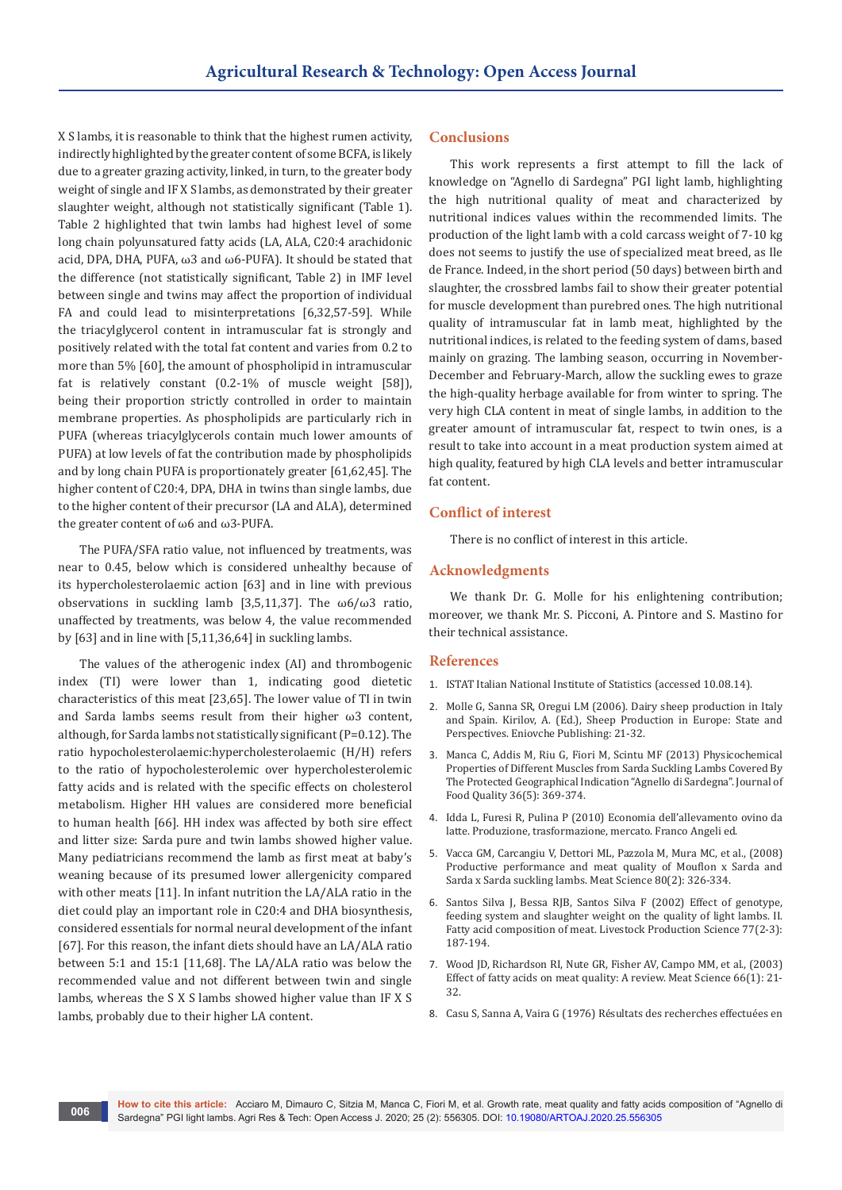X S lambs, it is reasonable to think that the highest rumen activity, indirectly highlighted by the greater content of some BCFA, is likely due to a greater grazing activity, linked, in turn, to the greater body weight of single and IF X S lambs, as demonstrated by their greater slaughter weight, although not statistically significant (Table 1). Table 2 highlighted that twin lambs had highest level of some long chain polyunsatured fatty acids (LA, ALA, C20:4 arachidonic acid, DPA, DHA, PUFA, ω3 and ω6-PUFA). It should be stated that the difference (not statistically significant, Table 2) in IMF level between single and twins may affect the proportion of individual FA and could lead to misinterpretations [6,32,57-59]. While the triacylglycerol content in intramuscular fat is strongly and positively related with the total fat content and varies from 0.2 to more than 5% [60], the amount of phospholipid in intramuscular fat is relatively constant (0.2-1% of muscle weight [58]), being their proportion strictly controlled in order to maintain membrane properties. As phospholipids are particularly rich in PUFA (whereas triacylglycerols contain much lower amounts of PUFA) at low levels of fat the contribution made by phospholipids and by long chain PUFA is proportionately greater [61,62,45]. The higher content of C20:4, DPA, DHA in twins than single lambs, due to the higher content of their precursor (LA and ALA), determined the greater content of ω6 and ω3-PUFA.

The PUFA/SFA ratio value, not influenced by treatments, was near to 0.45, below which is considered unhealthy because of its hypercholesterolaemic action [63] and in line with previous observations in suckling lamb [3,5,11,37]. The ω6/ω3 ratio, unaffected by treatments, was below 4, the value recommended by [63] and in line with [5,11,36,64] in suckling lambs.

The values of the atherogenic index (AI) and thrombogenic index (TI) were lower than 1, indicating good dietetic characteristics of this meat [23,65]. The lower value of TI in twin and Sarda lambs seems result from their higher ω3 content, although, for Sarda lambs not statistically significant (P=0.12). The ratio hypocholesterolaemic:hypercholesterolaemic (H/H) refers to the ratio of hypocholesterolemic over hypercholesterolemic fatty acids and is related with the specific effects on cholesterol metabolism. Higher HH values are considered more beneficial to human health [66]. HH index was affected by both sire effect and litter size: Sarda pure and twin lambs showed higher value. Many pediatricians recommend the lamb as first meat at baby's weaning because of its presumed lower allergenicity compared with other meats [11]. In infant nutrition the LA/ALA ratio in the diet could play an important role in C20:4 and DHA biosynthesis, considered essentials for normal neural development of the infant [67]. For this reason, the infant diets should have an LA/ALA ratio between 5:1 and 15:1 [11,68]. The LA/ALA ratio was below the recommended value and not different between twin and single lambs, whereas the S X S lambs showed higher value than IF X S lambs, probably due to their higher LA content.

## Conclusions

This work represents a first attempt to fill the lack of knowledge on "Agnello di Sardegna" PGI light lamb, highlighting the high nutritional quality of meat and characterized by nutritional indices values within the recommended limits. The production of the light lamb with a cold carcass weight of 7-10 kg does not seems to justify the use of specialized meat breed, as Ile de France. Indeed, in the short period (50 days) between birth and slaughter, the crossbred lambs fail to show their greater potential for muscle development than purebred ones. The high nutritional quality of intramuscular fat in lamb meat, highlighted by the nutritional indices, is related to the feeding system of dams, based mainly on grazing. The lambing season, occurring in November-December and February-March, allow the suckling ewes to graze the high-quality herbage available for from winter to spring. The very high CLA content in meat of single lambs, in addition to the greater amount of intramuscular fat, respect to twin ones, is a result to take into account in a meat production system aimed at high quality, featured by high CLA levels and better intramuscular fat content.

## Conflict of interest

There is no conflict of interest in this article.

## Acknowledgments

We thank Dr. G. Molle for his enlightening contribution; moreover, we thank Mr. S. Picconi, A. Pintore and S. Mastino for their technical assistance.

## References

1. ISTAT Italian National Institute of Statistics (accessed 10.08.14).
2. Molle G, Sanna SR, Oregui LM (2006). Dairy sheep production in Italy and Spain. Kirilov, A. (Ed.), Sheep Production in Europe: State and Perspectives. Eniovche Publishing: 21-32.
3. Manca C, Addis M, Riu G, Fiori M, Scintu MF (2013) Physicochemical Properties of Different Muscles from Sarda Suckling Lambs Covered By The Protected Geographical Indication "Agnello di Sardegna". Journal of Food Quality 36(5): 369-374.
4. Idda L, Furesi R, Pulina P (2010) Economia dell'allevamento ovino da latte. Produzione, trasformazione, mercato. Franco Angeli ed.
5. Vacca GM, Carcangiu V, Dettori ML, Pazzola M, Mura MC, et al., (2008) Productive performance and meat quality of Mouflon x Sarda and Sarda x Sarda suckling lambs. Meat Science 80(2): 326-334.
6. Santos Silva J, Bessa RJB, Santos Silva F (2002) Effect of genotype, feeding system and slaughter weight on the quality of light lambs. II. Fatty acid composition of meat. Livestock Production Science 77(2-3): 187-194.
7. Wood JD, Richardson RI, Nute GR, Fisher AV, Campo MM, et al., (2003) Effect of fatty acids on meat quality: A review. Meat Science 66(1): 21-32.
8. Casu S, Sanna A, Vaira G (1976) Résultats des recherches effectuées en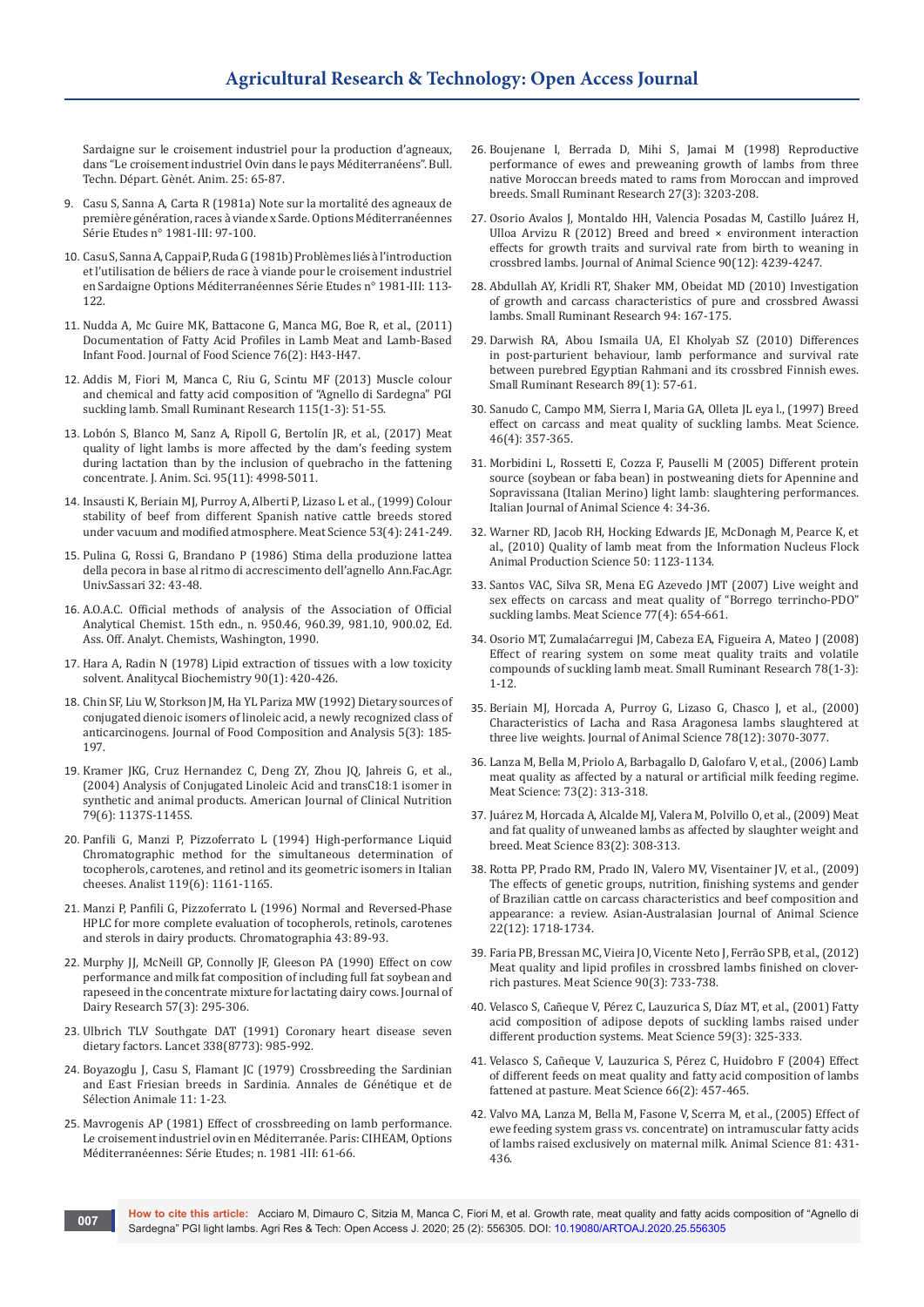Sardaigne sur le croisement industriel pour la production d'agneaux, dans "Le croisement industriel Ovin dans le pays Méditerranéens". Bull. Techn. Départ. Gènèt. Anim. 25: 65-87.

9. Casu S, Sanna A, Carta R (1981a) Note sur la mortalité des agneaux de première génération, races à viande x Sarde. Options Méditerranéennes Série Etudes n° 1981-III: 97-100.

10. Casu S, Sanna A, Cappai P, Ruda G (1981b) Problèmes liés à l'introduction et l'utilisation de béliers de race à viande pour le croisement industriel en Sardaigne Options Méditerranéennes Série Etudes n° 1981-III: 113-122.

11. Nudda A, Mc Guire MK, Battacone G, Manca MG, Boe R, et al., (2011) Documentation of Fatty Acid Profiles in Lamb Meat and Lamb-Based Infant Food. Journal of Food Science 76(2): H43-H47.

12. Addis M, Fiori M, Manca C, Riu G, Scintu MF (2013) Muscle colour and chemical and fatty acid composition of "Agnello di Sardegna" PGI suckling lamb. Small Ruminant Research 115(1-3): 51-55.

13. Lobón S, Blanco M, Sanz A, Ripoll G, Bertolín JR, et al., (2017) Meat quality of light lambs is more affected by the dam's feeding system during lactation than by the inclusion of quebracho in the fattening concentrate. J. Anim. Sci. 95(11): 4998-5011.

14. Insausti K, Beriain MJ, Purroy A, Alberti P, Lizaso L et al., (1999) Colour stability of beef from different Spanish native cattle breeds stored under vacuum and modified atmosphere. Meat Science 53(4): 241-249.

15. Pulina G, Rossi G, Brandano P (1986) Stima della produzione lattea della pecora in base al ritmo di accrescimento dell'agnello Ann.Fac.Agr. Univ.Sassari 32: 43-48.

16. A.O.A.C. Official methods of analysis of the Association of Official Analytical Chemist. 15th edn., n. 950.46, 960.39, 981.10, 900.02, Ed. Ass. Off. Analyt. Chemists, Washington, 1990.

17. Hara A, Radin N (1978) Lipid extraction of tissues with a low toxicity solvent. Analitycal Biochemistry 90(1): 420-426.

18. Chin SF, Liu W, Storkson JM, Ha YL Pariza MW (1992) Dietary sources of conjugated dienoic isomers of linoleic acid, a newly recognized class of anticarcinogens. Journal of Food Composition and Analysis 5(3): 185-197.

19. Kramer JKG, Cruz Hernandez C, Deng ZY, Zhou JQ, Jahreis G, et al., (2004) Analysis of Conjugated Linoleic Acid and transC18:1 isomer in synthetic and animal products. American Journal of Clinical Nutrition 79(6): 1137S-1145S.

20. Panfili G, Manzi P, Pizzoferrato L (1994) High-performance Liquid Chromatographic method for the simultaneous determination of tocopherols, carotenes, and retinol and its geometric isomers in Italian cheeses. Analist 119(6): 1161-1165.

21. Manzi P, Panfili G, Pizzoferrato L (1996) Normal and Reversed-Phase HPLC for more complete evaluation of tocopherols, retinols, carotenes and sterols in dairy products. Chromatographia 43: 89-93.

22. Murphy JJ, McNeill GP, Connolly JF, Gleeson PA (1990) Effect on cow performance and milk fat composition of including full fat soybean and rapeseed in the concentrate mixture for lactating dairy cows. Journal of Dairy Research 57(3): 295-306.

23. Ulbrich TLV Southgate DAT (1991) Coronary heart disease seven dietary factors. Lancet 338(8773): 985-992.

24. Boyazoglu J, Casu S, Flamant JC (1979) Crossbreeding the Sardinian and East Friesian breeds in Sardinia. Annales de Génétique et de Sélection Animale 11: 1-23.

25. Mavrogenis AP (1981) Effect of crossbreeding on lamb performance. Le croisement industriel ovin en Méditerranée. Paris: CIHEAM, Options Méditerranéennes: Série Etudes; n. 1981 -III: 61-66.

26. Boujenane I, Berrada D, Mihi S, Jamai M (1998) Reproductive performance of ewes and preweaning growth of lambs from three native Moroccan breeds mated to rams from Moroccan and improved breeds. Small Ruminant Research 27(3): 3203-208.

27. Osorio Avalos J, Montaldo HH, Valencia Posadas M, Castillo Juárez H, Ulloa Arvizu R (2012) Breed and breed × environment interaction effects for growth traits and survival rate from birth to weaning in crossbred lambs. Journal of Animal Science 90(12): 4239-4247.

28. Abdullah AY, Kridli RT, Shaker MM, Obeidat MD (2010) Investigation of growth and carcass characteristics of pure and crossbred Awassi lambs. Small Ruminant Research 94: 167-175.

29. Darwish RA, Abou Ismaila UA, El Kholyab SZ (2010) Differences in post-parturient behaviour, lamb performance and survival rate between purebred Egyptian Rahmani and its crossbred Finnish ewes. Small Ruminant Research 89(1): 57-61.

30. Sanudo C, Campo MM, Sierra I, Maria GA, Olleta JL eya l., (1997) Breed effect on carcass and meat quality of suckling lambs. Meat Science. 46(4): 357-365.

31. Morbidini L, Rossetti E, Cozza F, Pauselli M (2005) Different protein source (soybean or faba bean) in postweaning diets for Apennine and Sopravissana (Italian Merino) light lamb: slaughtering performances. Italian Journal of Animal Science 4: 34-36.

32. Warner RD, Jacob RH, Hocking Edwards JE, McDonagh M, Pearce K, et al., (2010) Quality of lamb meat from the Information Nucleus Flock Animal Production Science 50: 1123-1134.

33. Santos VAC, Silva SR, Mena EG Azevedo JMT (2007) Live weight and sex effects on carcass and meat quality of "Borrego terrincho-PDO" suckling lambs. Meat Science 77(4): 654-661.

34. Osorio MT, Zumalaćarregui JM, Cabeza EA, Figueira A, Mateo J (2008) Effect of rearing system on some meat quality traits and volatile compounds of suckling lamb meat. Small Ruminant Research 78(1-3): 1-12.

35. Beriain MJ, Horcada A, Purroy G, Lizaso G, Chasco J, et al., (2000) Characteristics of Lacha and Rasa Aragonesa lambs slaughtered at three live weights. Journal of Animal Science 78(12): 3070-3077.

36. Lanza M, Bella M, Priolo A, Barbagallo D, Galofaro V, et al., (2006) Lamb meat quality as affected by a natural or artificial milk feeding regime. Meat Science: 73(2): 313-318.

37. Juárez M, Horcada A, Alcalde MJ, Valera M, Polvillo O, et al., (2009) Meat and fat quality of unweaned lambs as affected by slaughter weight and breed. Meat Science 83(2): 308-313.

38. Rotta PP, Prado RM, Prado IN, Valero MV, Visentainer JV, et al., (2009) The effects of genetic groups, nutrition, finishing systems and gender of Brazilian cattle on carcass characteristics and beef composition and appearance: a review. Asian-Australasian Journal of Animal Science 22(12): 1718-1734.

39. Faria PB, Bressan MC, Vieira JO, Vicente Neto J, Ferrão SPB, et al., (2012) Meat quality and lipid profiles in crossbred lambs finished on clover-rich pastures. Meat Science 90(3): 733-738.

40. Velasco S, Cañeque V, Pérez C, Lauzurica S, Díaz MT, et al., (2001) Fatty acid composition of adipose depots of suckling lambs raised under different production systems. Meat Science 59(3): 325-333.

41. Velasco S, Cañeque V, Lauzurica S, Pérez C, Huidobro F (2004) Effect of different feeds on meat quality and fatty acid composition of lambs fattened at pasture. Meat Science 66(2): 457-465.

42. Valvo MA, Lanza M, Bella M, Fasone V, Scerra M, et al., (2005) Effect of ewe feeding system grass vs. concentrate) on intramuscular fatty acids of lambs raised exclusively on maternal milk. Animal Science 81: 431-436.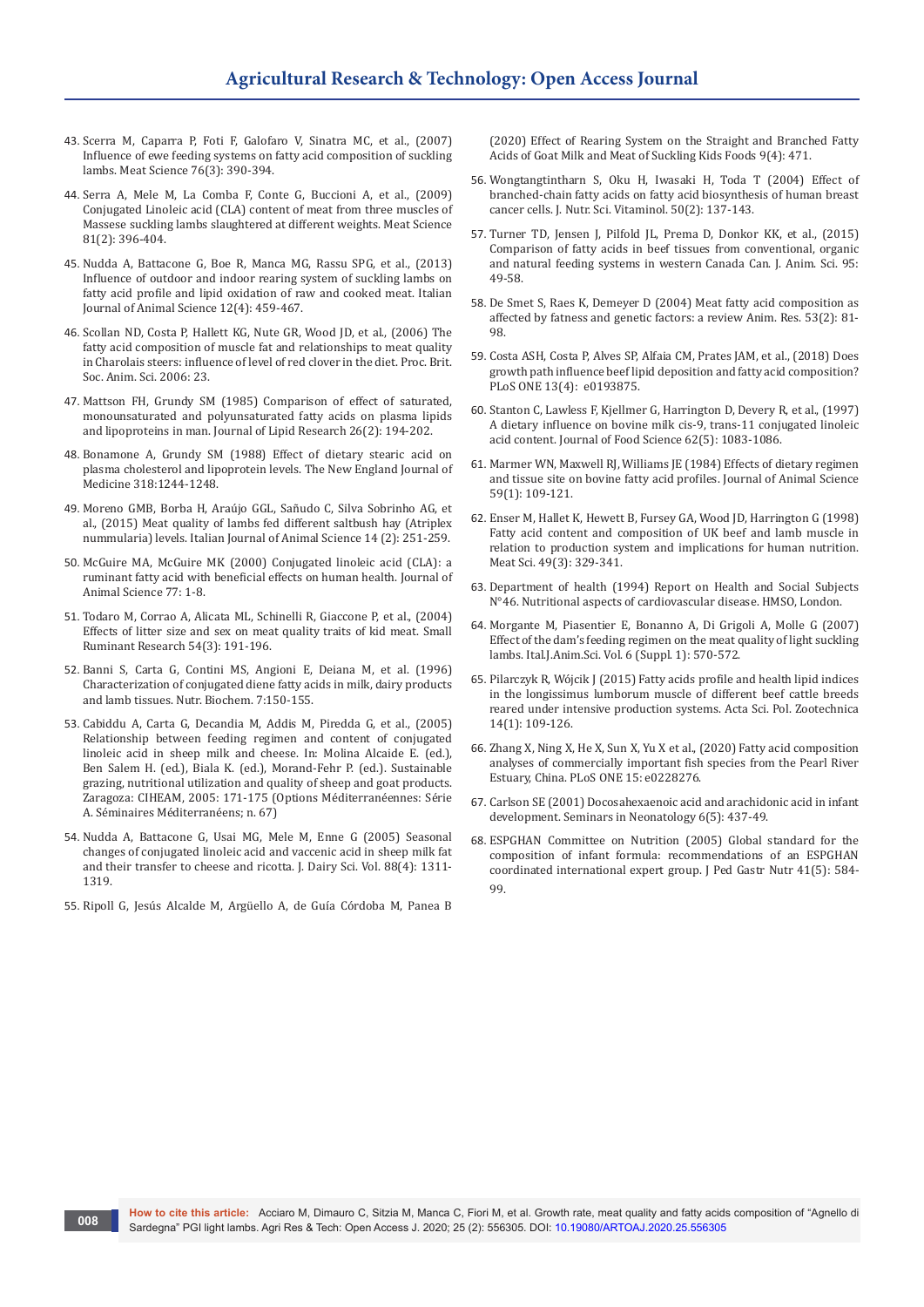43. Scerra M, Caparra P, Foti F, Galofaro V, Sinatra MC, et al., (2007) Influence of ewe feeding systems on fatty acid composition of suckling lambs. Meat Science 76(3): 390-394.

44. Serra A, Mele M, La Comba F, Conte G, Buccioni A, et al., (2009) Conjugated Linoleic acid (CLA) content of meat from three muscles of Massese suckling lambs slaughtered at different weights. Meat Science 81(2): 396-404.

45. Nudda A, Battacone G, Boe R, Manca MG, Rassu SPG, et al., (2013) Influence of outdoor and indoor rearing system of suckling lambs on fatty acid profile and lipid oxidation of raw and cooked meat. Italian Journal of Animal Science 12(4): 459-467.

46. Scollan ND, Costa P, Hallett KG, Nute GR, Wood JD, et al., (2006) The fatty acid composition of muscle fat and relationships to meat quality in Charolais steers: influence of level of red clover in the diet. Proc. Brit. Soc. Anim. Sci. 2006: 23.

47. Mattson FH, Grundy SM (1985) Comparison of effect of saturated, monounsaturated and polyunsaturated fatty acids on plasma lipids and lipoproteins in man. Journal of Lipid Research 26(2): 194-202.

48. Bonamone A, Grundy SM (1988) Effect of dietary stearic acid on plasma cholesterol and lipoprotein levels. The New England Journal of Medicine 318:1244-1248.

49. Moreno GMB, Borba H, Araújo GGL, Sañudo C, Silva Sobrinho AG, et al., (2015) Meat quality of lambs fed different saltbush hay (Atriplex nummularia) levels. Italian Journal of Animal Science 14 (2): 251-259.

50. McGuire MA, McGuire MK (2000) Conjugated linoleic acid (CLA): a ruminant fatty acid with beneficial effects on human health. Journal of Animal Science 77: 1-8.

51. Todaro M, Corrao A, Alicata ML, Schinelli R, Giaccone P, et al., (2004) Effects of litter size and sex on meat quality traits of kid meat. Small Ruminant Research 54(3): 191-196.

52. Banni S, Carta G, Contini MS, Angioni E, Deiana M, et al. (1996) Characterization of conjugated diene fatty acids in milk, dairy products and lamb tissues. Nutr. Biochem. 7:150-155.

53. Cabiddu A, Carta G, Decandia M, Addis M, Piredda G, et al., (2005) Relationship between feeding regimen and content of conjugated linoleic acid in sheep milk and cheese. In: Molina Alcaide E. (ed.), Ben Salem H. (ed.), Biala K. (ed.), Morand-Fehr P. (ed.). Sustainable grazing, nutritional utilization and quality of sheep and goat products. Zaragoza: CIHEAM, 2005: 171-175 (Options Méditerranéennes: Série A. Séminaires Méditerranéens; n. 67)

54. Nudda A, Battacone G, Usai MG, Mele M, Enne G (2005) Seasonal changes of conjugated linoleic acid and vaccenic acid in sheep milk fat and their transfer to cheese and ricotta. J. Dairy Sci. Vol. 88(4): 1311-1319.

55. Ripoll G, Jesús Alcalde M, Argüello A, de Guía Córdoba M, Panea B (2020) Effect of Rearing System on the Straight and Branched Fatty Acids of Goat Milk and Meat of Suckling Kids Foods 9(4): 471.

56. Wongtangtintharn S, Oku H, Iwasaki H, Toda T (2004) Effect of branched-chain fatty acids on fatty acid biosynthesis of human breast cancer cells. J. Nutr. Sci. Vitaminol. 50(2): 137-143.

57. Turner TD, Jensen J, Pilfold JL, Prema D, Donkor KK, et al., (2015) Comparison of fatty acids in beef tissues from conventional, organic and natural feeding systems in western Canada Can. J. Anim. Sci. 95: 49-58.

58. De Smet S, Raes K, Demeyer D (2004) Meat fatty acid composition as affected by fatness and genetic factors: a review Anim. Res. 53(2): 81-98.

59. Costa ASH, Costa P, Alves SP, Alfaia CM, Prates JAM, et al., (2018) Does growth path influence beef lipid deposition and fatty acid composition? PLoS ONE 13(4): e0193875.

60. Stanton C, Lawless F, Kjellmer G, Harrington D, Devery R, et al., (1997) A dietary influence on bovine milk cis-9, trans-11 conjugated linoleic acid content. Journal of Food Science 62(5): 1083-1086.

61. Marmer WN, Maxwell RJ, Williams JE (1984) Effects of dietary regimen and tissue site on bovine fatty acid profiles. Journal of Animal Science 59(1): 109-121.

62. Enser M, Hallet K, Hewett B, Fursey GA, Wood JD, Harrington G (1998) Fatty acid content and composition of UK beef and lamb muscle in relation to production system and implications for human nutrition. Meat Sci. 49(3): 329-341.

63. Department of health (1994) Report on Health and Social Subjects N°46. Nutritional aspects of cardiovascular disease. HMSO, London.

64. Morgante M, Piasentier E, Bonanno A, Di Grigoli A, Molle G (2007) Effect of the dam's feeding regimen on the meat quality of light suckling lambs. Ital.J.Anim.Sci. Vol. 6 (Suppl. 1): 570-572.

65. Pilarczyk R, Wójcik J (2015) Fatty acids profile and health lipid indices in the longissimus lumborum muscle of different beef cattle breeds reared under intensive production systems. Acta Sci. Pol. Zootechnica 14(1): 109-126.

66. Zhang X, Ning X, He X, Sun X, Yu X et al., (2020) Fatty acid composition analyses of commercially important fish species from the Pearl River Estuary, China. PLoS ONE 15: e0228276.

67. Carlson SE (2001) Docosahexaenoic acid and arachidonic acid in infant development. Seminars in Neonatology 6(5): 437-49.

68. ESPGHAN Committee on Nutrition (2005) Global standard for the composition of infant formula: recommendations of an ESPGHAN coordinated international expert group. J Ped Gastr Nutr 41(5): 584-99.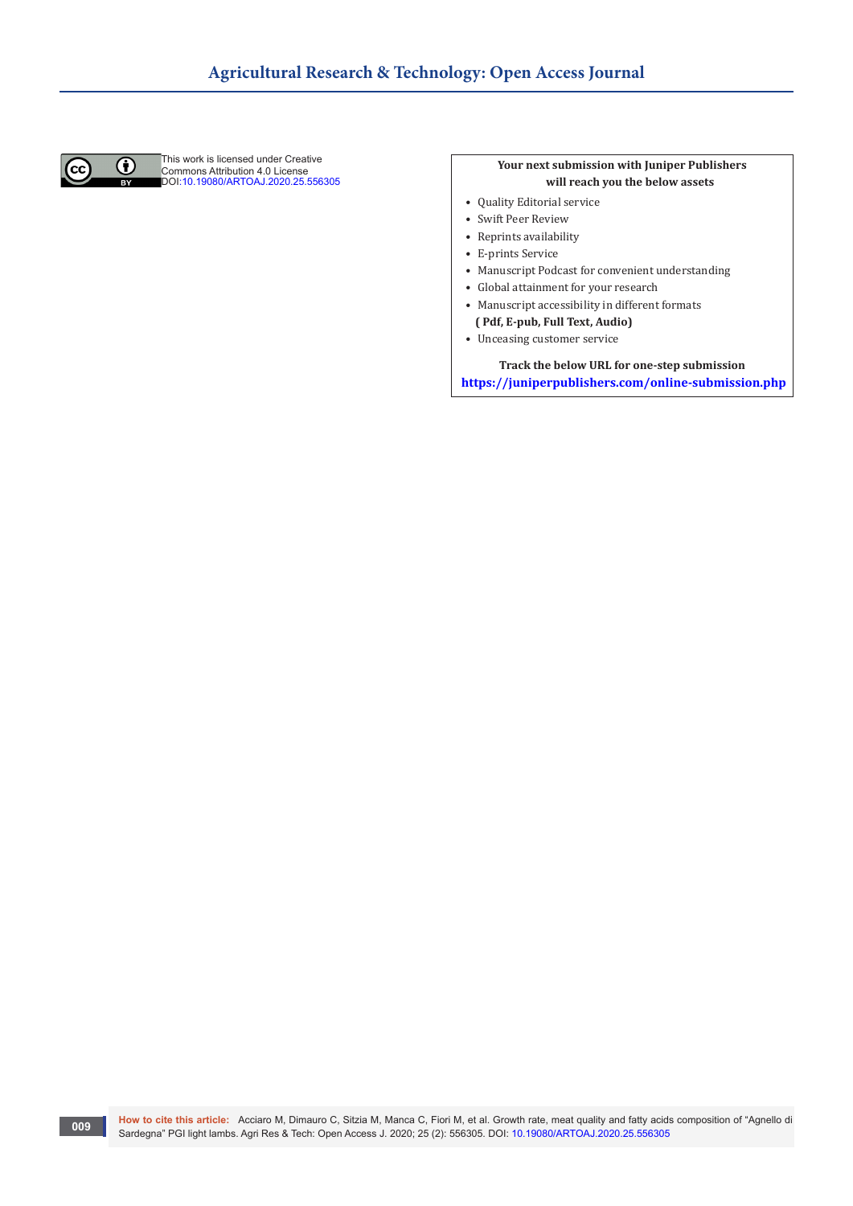This work is licensed under Creative Commons Attribution 4.0 License
DOI:10.19080/ARTOAJ.2020.25.556305

**Your next submission with Juniper Publishers will reach you the below assets**

- Quality Editorial service
- Swift Peer Review
- Reprints availability
- E-prints Service
- Manuscript Podcast for convenient understanding
- Global attainment for your research
- Manuscript accessibility in different formats
  **( Pdf, E-pub, Full Text, Audio)**
- Unceasing customer service

**Track the below URL for one-step submission**
**https://juniperpublishers.com/online-submission.php**

**How to cite this article:** Acciaro M, Dimauro C, Sitzia M, Manca C, Fiori M, et al. Growth rate, meat quality and fatty acids composition of "Agnello di Sardegna" PGI light lambs. Agri Res & Tech: Open Access J. 2020; 25 (2): 556305. DOI: 10.19080/ARTOAJ.2020.25.556305